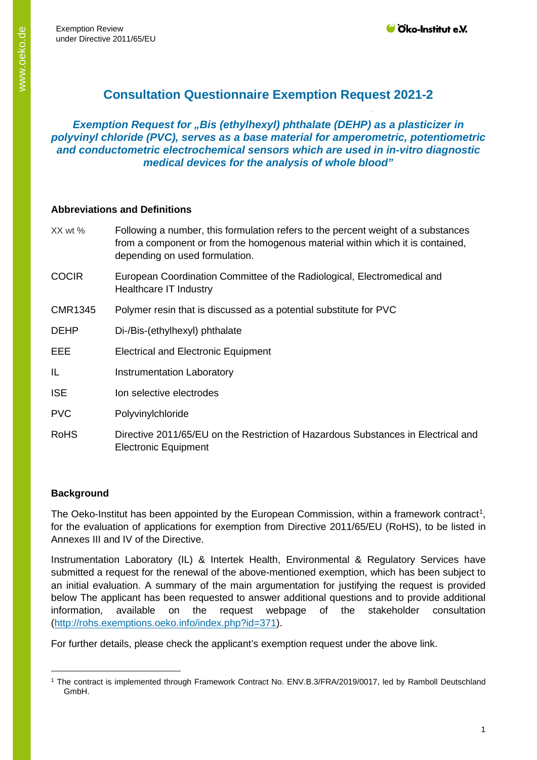# Consultation Questionnaire Exemption Request 2021-2

## *Exemption Request for „Bis (ethylhexyl) phthalate (DEHP) as a plasticizer in polyvinyl chloride (PVC), serves as a base material for amperometric, potentiometric and conductometric electrochemical sensors which are used in in-vitro diagnostic medical devices for the analysis of whole blood"*

### Abbreviations and Definitions

| | |
|---|---|
| XX wt % | Following a number, this formulation refers to the percent weight of a substances from a component or from the homogenous material within which it is contained, depending on used formulation. |
| COCIR | European Coordination Committee of the Radiological, Electromedical and Healthcare IT Industry |
| CMR1345 | Polymer resin that is discussed as a potential substitute for PVC |
| DEHP | Di-/Bis-(ethylhexyl) phthalate |
| EEE | Electrical and Electronic Equipment |
| IL | Instrumentation Laboratory |
| ISE | Ion selective electrodes |
| PVC | Polyvinylchloride |
| RoHS | Directive 2011/65/EU on the Restriction of Hazardous Substances in Electrical and Electronic Equipment |

### Background

The Oeko-Institut has been appointed by the European Commission, within a framework contract[1], for the evaluation of applications for exemption from Directive 2011/65/EU (RoHS), to be listed in Annexes III and IV of the Directive.

Instrumentation Laboratory (IL) & Intertek Health, Environmental & Regulatory Services have submitted a request for the renewal of the above-mentioned exemption, which has been subject to an initial evaluation. A summary of the main argumentation for justifying the request is provided below The applicant has been requested to answer additional questions and to provide additional information, available on the request webpage of the stakeholder consultation (http://rohs.exemptions.oeko.info/index.php?id=371).

For further details, please check the applicant's exemption request under the above link.

---

[1] The contract is implemented through Framework Contract No. ENV.B.3/FRA/2019/0017, led by Ramboll Deutschland GmbH.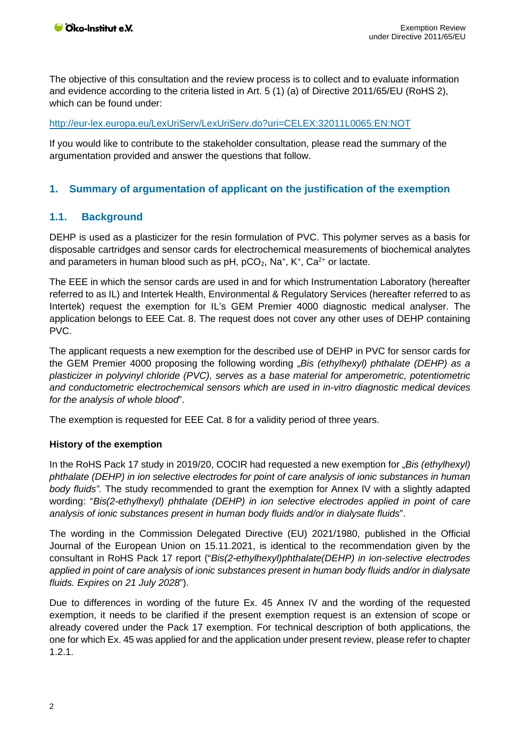The objective of this consultation and the review process is to collect and to evaluate information and evidence according to the criteria listed in Art. 5 (1) (a) of Directive 2011/65/EU (RoHS 2), which can be found under:

http://eur-lex.europa.eu/LexUriServ/LexUriServ.do?uri=CELEX:32011L0065:EN:NOT

If you would like to contribute to the stakeholder consultation, please read the summary of the argumentation provided and answer the questions that follow.

## 1. Summary of argumentation of applicant on the justification of the exemption

### 1.1. Background

DEHP is used as a plasticizer for the resin formulation of PVC. This polymer serves as a basis for disposable cartridges and sensor cards for electrochemical measurements of biochemical analytes and parameters in human blood such as pH, $pCO_2$, $Na^+$, $K^+$, $Ca^{2+}$ or lactate.

The EEE in which the sensor cards are used in and for which Instrumentation Laboratory (hereafter referred to as IL) and Intertek Health, Environmental & Regulatory Services (hereafter referred to as Intertek) request the exemption for IL's GEM Premier 4000 diagnostic medical analyser. The application belongs to EEE Cat. 8. The request does not cover any other uses of DEHP containing PVC.

The applicant requests a new exemption for the described use of DEHP in PVC for sensor cards for the GEM Premier 4000 proposing the following wording „*Bis (ethylhexyl) phthalate (DEHP) as a plasticizer in polyvinyl chloride (PVC), serves as a base material for amperometric, potentiometric and conductometric electrochemical sensors which are used in in-vitro diagnostic medical devices for the analysis of whole blood*".

The exemption is requested for EEE Cat. 8 for a validity period of three years.

**History of the exemption**

In the RoHS Pack 17 study in 2019/20, COCIR had requested a new exemption for „*Bis (ethylhexyl) phthalate (DEHP) in ion selective electrodes for point of care analysis of ionic substances in human body fluids".* The study recommended to grant the exemption for Annex IV with a slightly adapted wording: "*Bis(2-ethylhexyl) phthalate (DEHP) in ion selective electrodes applied in point of care analysis of ionic substances present in human body fluids and/or in dialysate fluids*".

The wording in the Commission Delegated Directive (EU) 2021/1980, published in the Official Journal of the European Union on 15.11.2021, is identical to the recommendation given by the consultant in RoHS Pack 17 report ("*Bis(2-ethylhexyl)phthalate(DEHP) in ion-selective electrodes applied in point of care analysis of ionic substances present in human body fluids and/or in dialysate fluids. Expires on 21 July 2028*").

Due to differences in wording of the future Ex. 45 Annex IV and the wording of the requested exemption, it needs to be clarified if the present exemption request is an extension of scope or already covered under the Pack 17 exemption. For technical description of both applications, the one for which Ex. 45 was applied for and the application under present review, please refer to chapter 1.2.1.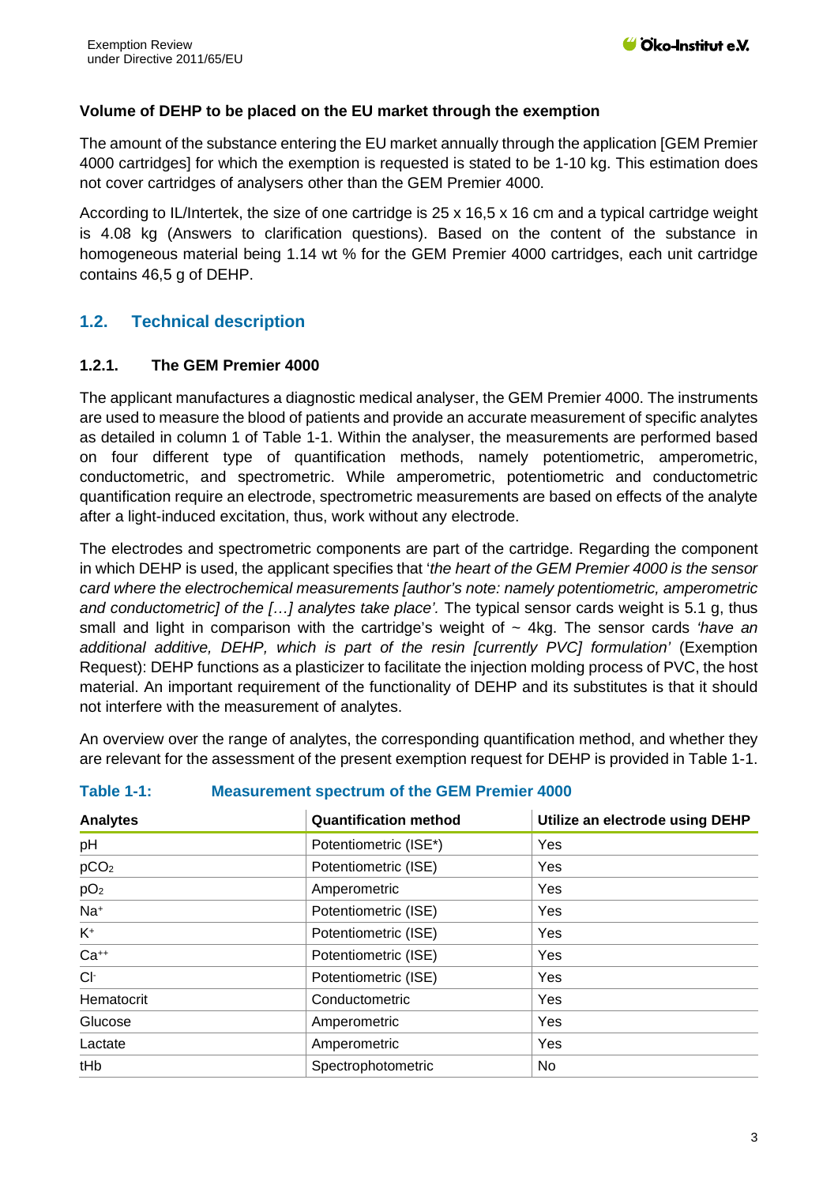**Volume of DEHP to be placed on the EU market through the exemption**

The amount of the substance entering the EU market annually through the application [GEM Premier 4000 cartridges] for which the exemption is requested is stated to be 1-10 kg. This estimation does not cover cartridges of analysers other than the GEM Premier 4000.

According to IL/Intertek, the size of one cartridge is 25 x 16,5 x 16 cm and a typical cartridge weight is 4.08 kg (Answers to clarification questions). Based on the content of the substance in homogeneous material being 1.14 wt % for the GEM Premier 4000 cartridges, each unit cartridge contains 46,5 g of DEHP.

## 1.2. Technical description

### 1.2.1. The GEM Premier 4000

The applicant manufactures a diagnostic medical analyser, the GEM Premier 4000. The instruments are used to measure the blood of patients and provide an accurate measurement of specific analytes as detailed in column 1 of Table 1-1. Within the analyser, the measurements are performed based on four different type of quantification methods, namely potentiometric, amperometric, conductometric, and spectrometric. While amperometric, potentiometric and conductometric quantification require an electrode, spectrometric measurements are based on effects of the analyte after a light-induced excitation, thus, work without any electrode.

The electrodes and spectrometric components are part of the cartridge. Regarding the component in which DEHP is used, the applicant specifies that '*the heart of the GEM Premier 4000 is the sensor card where the electrochemical measurements [author's note: namely potentiometric, amperometric and conductometric] of the […] analytes take place'*. The typical sensor cards weight is 5.1 g, thus small and light in comparison with the cartridge's weight of ~ 4kg. The sensor cards *'have an additional additive, DEHP, which is part of the resin [currently PVC] formulation'* (Exemption Request): DEHP functions as a plasticizer to facilitate the injection molding process of PVC, the host material. An important requirement of the functionality of DEHP and its substitutes is that it should not interfere with the measurement of analytes.

An overview over the range of analytes, the corresponding quantification method, and whether they are relevant for the assessment of the present exemption request for DEHP is provided in Table 1-1.

**Table 1-1: Measurement spectrum of the GEM Premier 4000**

| Analytes | Quantification method | Utilize an electrode using DEHP |
|---|---|---|
| pH | Potentiometric (ISE*) | Yes |
| $pCO_2$ | Potentiometric (ISE) | Yes |
| $pO_2$ | Amperometric | Yes |
| $Na^+$ | Potentiometric (ISE) | Yes |
| $K^+$ | Potentiometric (ISE) | Yes |
| $Ca^{++}$ | Potentiometric (ISE) | Yes |
| $Cl^-$ | Potentiometric (ISE) | Yes |
| Hematocrit | Conductometric | Yes |
| Glucose | Amperometric | Yes |
| Lactate | Amperometric | Yes |
| tHb | Spectrophotometric | No |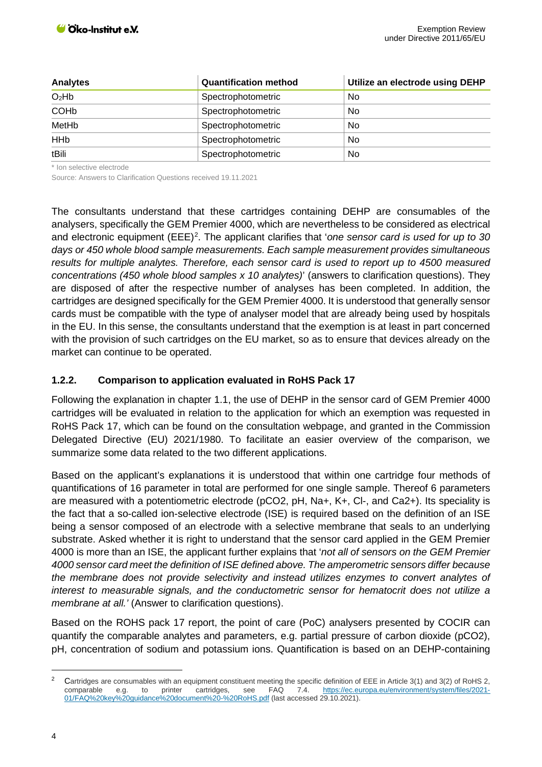| Analytes | Quantification method | Utilize an electrode using DEHP |
|---|---|---|
| $O_2Hb$ | Spectrophotometric | No |
| COHb | Spectrophotometric | No |
| MetHb | Spectrophotometric | No |
| HHb | Spectrophotometric | No |
| tBili | Spectrophotometric | No |

* Ion selective electrode

Source: Answers to Clarification Questions received 19.11.2021

The consultants understand that these cartridges containing DEHP are consumables of the analysers, specifically the GEM Premier 4000, which are nevertheless to be considered as electrical and electronic equipment (EEE)[2]. The applicant clarifies that '*one sensor card is used for up to 30 days or 450 whole blood sample measurements. Each sample measurement provides simultaneous results for multiple analytes. Therefore, each sensor card is used to report up to 4500 measured concentrations (450 whole blood samples x 10 analytes)*' (answers to clarification questions). They are disposed of after the respective number of analyses has been completed. In addition, the cartridges are designed specifically for the GEM Premier 4000. It is understood that generally sensor cards must be compatible with the type of analyser model that are already being used by hospitals in the EU. In this sense, the consultants understand that the exemption is at least in part concerned with the provision of such cartridges on the EU market, so as to ensure that devices already on the market can continue to be operated.

### 1.2.2. Comparison to application evaluated in RoHS Pack 17

Following the explanation in chapter 1.1, the use of DEHP in the sensor card of GEM Premier 4000 cartridges will be evaluated in relation to the application for which an exemption was requested in RoHS Pack 17, which can be found on the consultation webpage, and granted in the Commission Delegated Directive (EU) 2021/1980. To facilitate an easier overview of the comparison, we summarize some data related to the two different applications.

Based on the applicant's explanations it is understood that within one cartridge four methods of quantifications of 16 parameter in total are performed for one single sample. Thereof 6 parameters are measured with a potentiometric electrode (pCO2, pH, Na+, K+, Cl-, and Ca2+). Its speciality is the fact that a so-called ion-selective electrode (ISE) is required based on the definition of an ISE being a sensor composed of an electrode with a selective membrane that seals to an underlying substrate. Asked whether it is right to understand that the sensor card applied in the GEM Premier 4000 is more than an ISE, the applicant further explains that '*not all of sensors on the GEM Premier 4000 sensor card meet the definition of ISE defined above. The amperometric sensors differ because the membrane does not provide selectivity and instead utilizes enzymes to convert analytes of interest to measurable signals, and the conductometric sensor for hematocrit does not utilize a membrane at all.*' (Answer to clarification questions).

Based on the ROHS pack 17 report, the point of care (PoC) analysers presented by COCIR can quantify the comparable analytes and parameters, e.g. partial pressure of carbon dioxide (pCO2), pH, concentration of sodium and potassium ions. Quantification is based on an DEHP-containing

---

[2] Cartridges are consumables with an equipment constituent meeting the specific definition of EEE in Article 3(1) and 3(2) of RoHS 2, comparable e.g. to printer cartridges, see FAQ 7.4. https://ec.europa.eu/environment/system/files/2021-01/FAQ%20key%20guidance%20document%20-%20RoHS.pdf (last accessed 29.10.2021).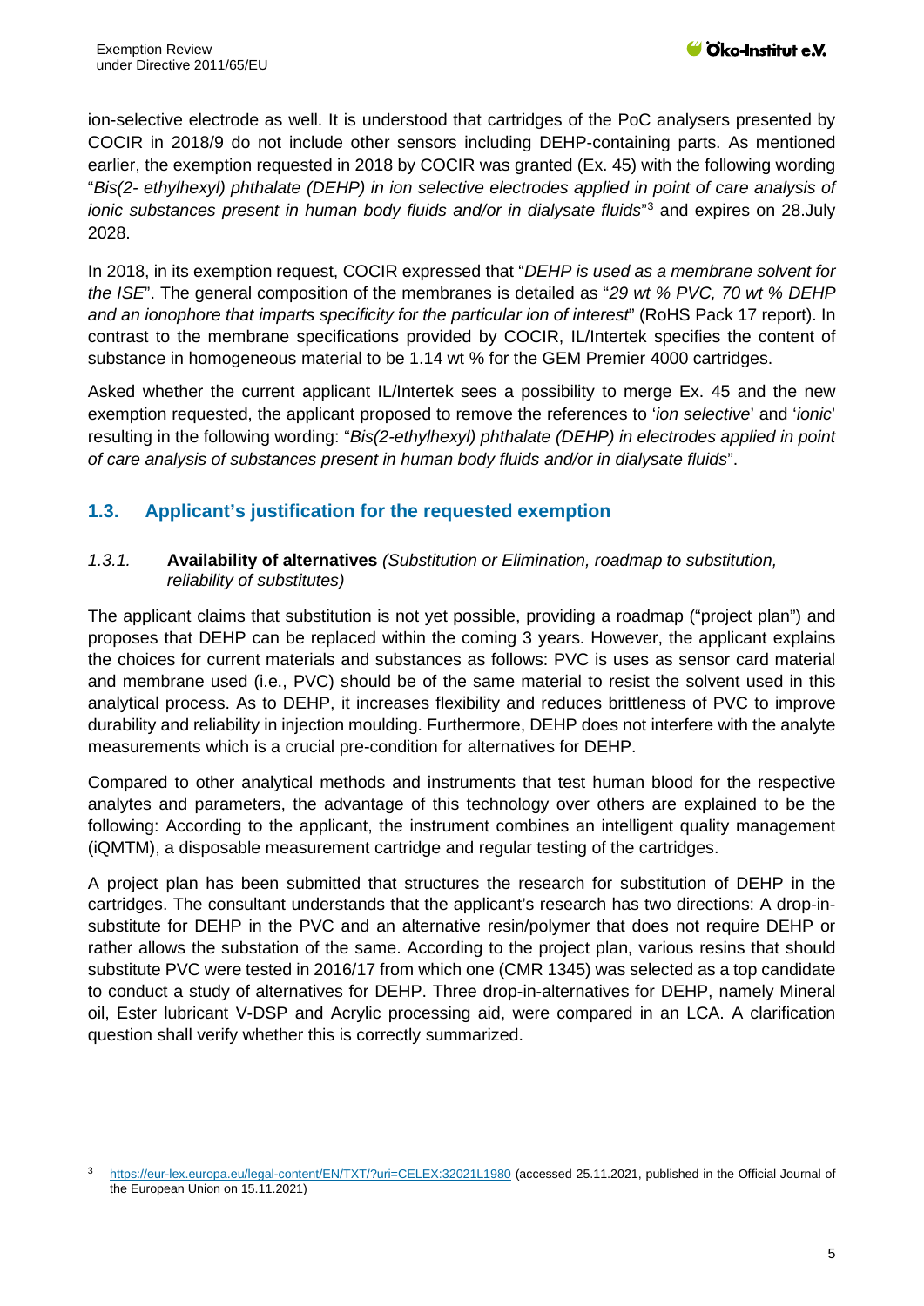ion-selective electrode as well. It is understood that cartridges of the PoC analysers presented by COCIR in 2018/9 do not include other sensors including DEHP-containing parts. As mentioned earlier, the exemption requested in 2018 by COCIR was granted (Ex. 45) with the following wording "*Bis(2- ethylhexyl) phthalate (DEHP) in ion selective electrodes applied in point of care analysis of ionic substances present in human body fluids and/or in dialysate fluids*"[3] and expires on 28.July 2028.

In 2018, in its exemption request, COCIR expressed that "*DEHP is used as a membrane solvent for the ISE*". The general composition of the membranes is detailed as "*29 wt % PVC, 70 wt % DEHP and an ionophore that imparts specificity for the particular ion of interest*" (RoHS Pack 17 report). In contrast to the membrane specifications provided by COCIR, IL/Intertek specifies the content of substance in homogeneous material to be 1.14 wt % for the GEM Premier 4000 cartridges.

Asked whether the current applicant IL/Intertek sees a possibility to merge Ex. 45 and the new exemption requested, the applicant proposed to remove the references to '*ion selective*' and '*ionic*' resulting in the following wording: "*Bis(2-ethylhexyl) phthalate (DEHP) in electrodes applied in point of care analysis of substances present in human body fluids and/or in dialysate fluids*".

## 1.3. Applicant's justification for the requested exemption

### *1.3.1.* **Availability of alternatives** *(Substitution or Elimination, roadmap to substitution, reliability of substitutes)*

The applicant claims that substitution is not yet possible, providing a roadmap ("project plan") and proposes that DEHP can be replaced within the coming 3 years. However, the applicant explains the choices for current materials and substances as follows: PVC is uses as sensor card material and membrane used (i.e., PVC) should be of the same material to resist the solvent used in this analytical process. As to DEHP, it increases flexibility and reduces brittleness of PVC to improve durability and reliability in injection moulding. Furthermore, DEHP does not interfere with the analyte measurements which is a crucial pre-condition for alternatives for DEHP.

Compared to other analytical methods and instruments that test human blood for the respective analytes and parameters, the advantage of this technology over others are explained to be the following: According to the applicant, the instrument combines an intelligent quality management (iQMTM), a disposable measurement cartridge and regular testing of the cartridges.

A project plan has been submitted that structures the research for substitution of DEHP in the cartridges. The consultant understands that the applicant's research has two directions: A drop-in-substitute for DEHP in the PVC and an alternative resin/polymer that does not require DEHP or rather allows the substation of the same. According to the project plan, various resins that should substitute PVC were tested in 2016/17 from which one (CMR 1345) was selected as a top candidate to conduct a study of alternatives for DEHP. Three drop-in-alternatives for DEHP, namely Mineral oil, Ester lubricant V-DSP and Acrylic processing aid, were compared in an LCA. A clarification question shall verify whether this is correctly summarized.

---

[3] https://eur-lex.europa.eu/legal-content/EN/TXT/?uri=CELEX:32021L1980 (accessed 25.11.2021, published in the Official Journal of the European Union on 15.11.2021)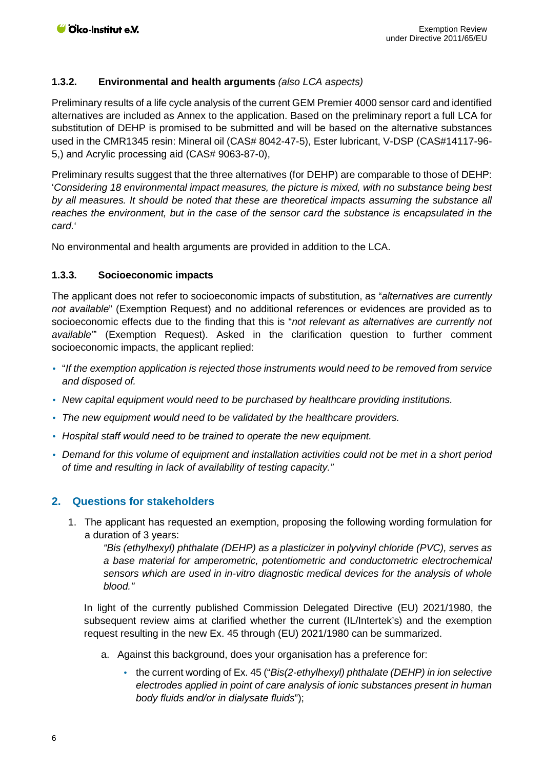### 1.3.2. Environmental and health arguments *(also LCA aspects)*

Preliminary results of a life cycle analysis of the current GEM Premier 4000 sensor card and identified alternatives are included as Annex to the application. Based on the preliminary report a full LCA for substitution of DEHP is promised to be submitted and will be based on the alternative substances used in the CMR1345 resin: Mineral oil (CAS# 8042-47-5), Ester lubricant, V-DSP (CAS#14117-96-5,) and Acrylic processing aid (CAS# 9063-87-0),

Preliminary results suggest that the three alternatives (for DEHP) are comparable to those of DEHP: '*Considering 18 environmental impact measures, the picture is mixed, with no substance being best by all measures. It should be noted that these are theoretical impacts assuming the substance all reaches the environment, but in the case of the sensor card the substance is encapsulated in the card.*'

No environmental and health arguments are provided in addition to the LCA.

### 1.3.3. Socioeconomic impacts

The applicant does not refer to socioeconomic impacts of substitution, as "*alternatives are currently not available*" (Exemption Request) and no additional references or evidences are provided as to socioeconomic effects due to the finding that this is "*not relevant as alternatives are currently not available'*" (Exemption Request). Asked in the clarification question to further comment socioeconomic impacts, the applicant replied:

- "*If the exemption application is rejected those instruments would need to be removed from service and disposed of.*
- *New capital equipment would need to be purchased by healthcare providing institutions.*
- *The new equipment would need to be validated by the healthcare providers.*
- *Hospital staff would need to be trained to operate the new equipment.*
- *Demand for this volume of equipment and installation activities could not be met in a short period of time and resulting in lack of availability of testing capacity."*

## 2. Questions for stakeholders

1. The applicant has requested an exemption, proposing the following wording formulation for a duration of 3 years:

   *"Bis (ethylhexyl) phthalate (DEHP) as a plasticizer in polyvinyl chloride (PVC), serves as a base material for amperometric, potentiometric and conductometric electrochemical sensors which are used in in-vitro diagnostic medical devices for the analysis of whole blood."*

   In light of the currently published Commission Delegated Directive (EU) 2021/1980, the subsequent review aims at clarified whether the current (IL/Intertek's) and the exemption request resulting in the new Ex. 45 through (EU) 2021/1980 can be summarized.

   a. Against this background, does your organisation has a preference for:

      - the current wording of Ex. 45 ("*Bis(2-ethylhexyl) phthalate (DEHP) in ion selective electrodes applied in point of care analysis of ionic substances present in human body fluids and/or in dialysate fluids*");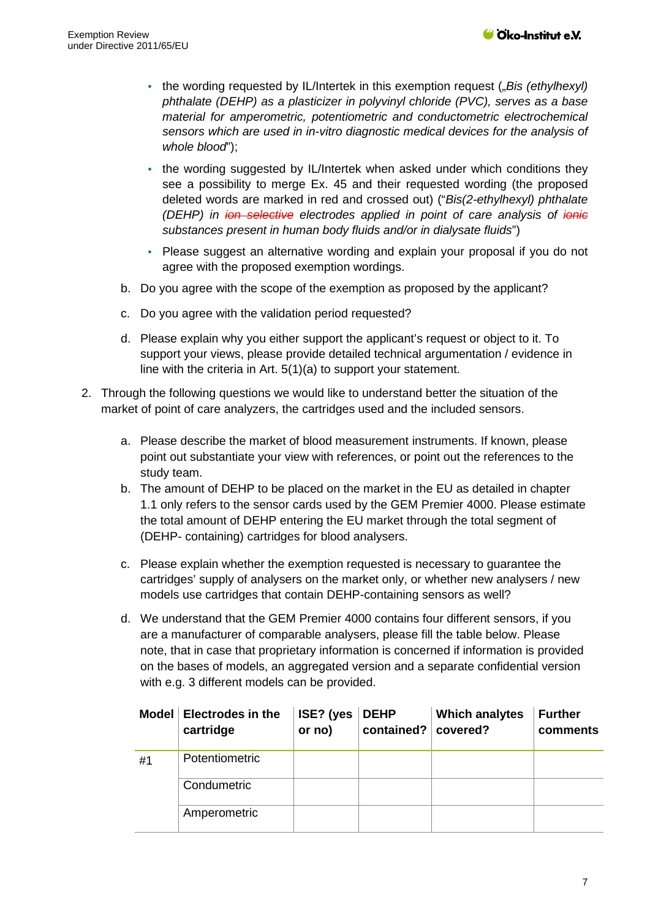- the wording requested by IL/Intertek in this exemption request („*Bis (ethylhexyl) phthalate (DEHP) as a plasticizer in polyvinyl chloride (PVC), serves as a base material for amperometric, potentiometric and conductometric electrochemical sensors which are used in in-vitro diagnostic medical devices for the analysis of whole blood*");
- the wording suggested by IL/Intertek when asked under which conditions they see a possibility to merge Ex. 45 and their requested wording (the proposed deleted words are marked in red and crossed out) ("*Bis(2-ethylhexyl) phthalate (DEHP) in ~~ion selective~~ electrodes applied in point of care analysis of ~~ionic~~ substances present in human body fluids and/or in dialysate fluids*")
- Please suggest an alternative wording and explain your proposal if you do not agree with the proposed exemption wordings.

b. Do you agree with the scope of the exemption as proposed by the applicant?

c. Do you agree with the validation period requested?

d. Please explain why you either support the applicant's request or object to it. To support your views, please provide detailed technical argumentation / evidence in line with the criteria in Art. 5(1)(a) to support your statement.

2. Through the following questions we would like to understand better the situation of the market of point of care analyzers, the cartridges used and the included sensors.

   a. Please describe the market of blood measurement instruments. If known, please point out substantiate your view with references, or point out the references to the study team.

   b. The amount of DEHP to be placed on the market in the EU as detailed in chapter 1.1 only refers to the sensor cards used by the GEM Premier 4000. Please estimate the total amount of DEHP entering the EU market through the total segment of (DEHP- containing) cartridges for blood analysers.

   c. Please explain whether the exemption requested is necessary to guarantee the cartridges' supply of analysers on the market only, or whether new analysers / new models use cartridges that contain DEHP-containing sensors as well?

   d. We understand that the GEM Premier 4000 contains four different sensors, if you are a manufacturer of comparable analysers, please fill the table below. Please note, that in case that proprietary information is concerned if information is provided on the bases of models, an aggregated version and a separate confidential version with e.g. 3 different models can be provided.

| Model | Electrodes in the cartridge | ISE? (yes or no) | DEHP contained? | Which analytes covered? | Further comments |
|---|---|---|---|---|---|
| #1 | Potentiometric | | | | |
| | Condumetric | | | | |
| | Amperometric | | | | |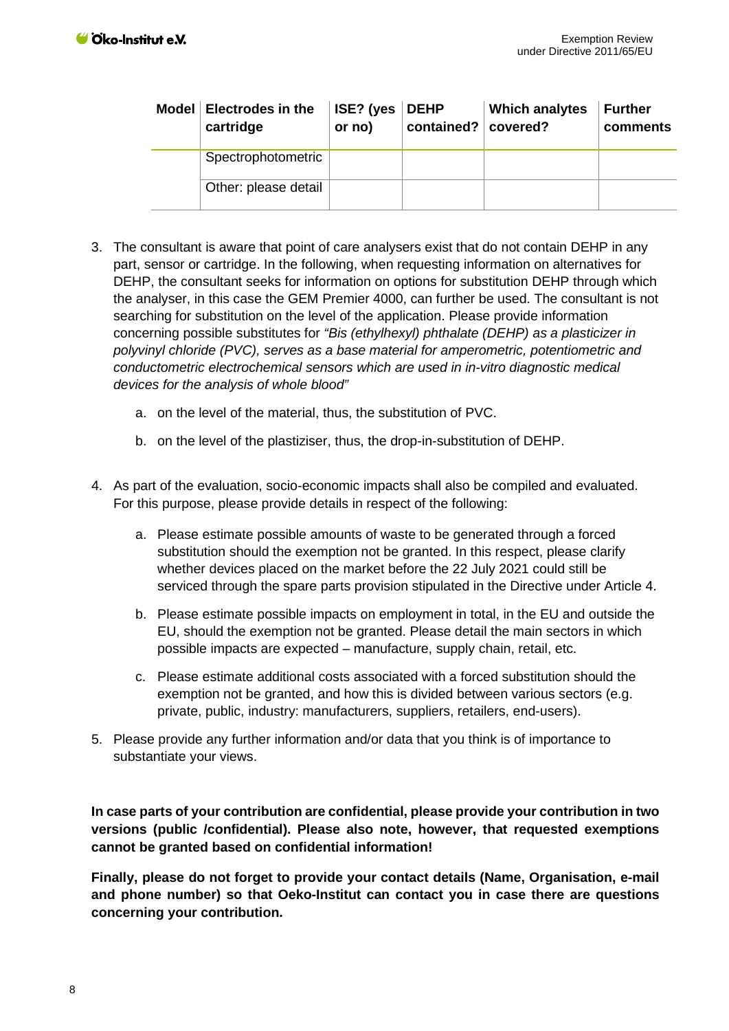| Model | Electrodes in the cartridge | ISE? (yes or no) | DEHP contained? | Which analytes covered? | Further comments |
|---|---|---|---|---|---|
| | Spectrophotometric | | | | |
| | Other: please detail | | | | |

3. The consultant is aware that point of care analysers exist that do not contain DEHP in any part, sensor or cartridge. In the following, when requesting information on alternatives for DEHP, the consultant seeks for information on options for substitution DEHP through which the analyser, in this case the GEM Premier 4000, can further be used. The consultant is not searching for substitution on the level of the application. Please provide information concerning possible substitutes for *"Bis (ethylhexyl) phthalate (DEHP) as a plasticizer in polyvinyl chloride (PVC), serves as a base material for amperometric, potentiometric and conductometric electrochemical sensors which are used in in-vitro diagnostic medical devices for the analysis of whole blood"*

   a. on the level of the material, thus, the substitution of PVC.

   b. on the level of the plastiziser, thus, the drop-in-substitution of DEHP.

4. As part of the evaluation, socio-economic impacts shall also be compiled and evaluated. For this purpose, please provide details in respect of the following:

   a. Please estimate possible amounts of waste to be generated through a forced substitution should the exemption not be granted. In this respect, please clarify whether devices placed on the market before the 22 July 2021 could still be serviced through the spare parts provision stipulated in the Directive under Article 4.

   b. Please estimate possible impacts on employment in total, in the EU and outside the EU, should the exemption not be granted. Please detail the main sectors in which possible impacts are expected – manufacture, supply chain, retail, etc.

   c. Please estimate additional costs associated with a forced substitution should the exemption not be granted, and how this is divided between various sectors (e.g. private, public, industry: manufacturers, suppliers, retailers, end-users).

5. Please provide any further information and/or data that you think is of importance to substantiate your views.

**In case parts of your contribution are confidential, please provide your contribution in two versions (public /confidential). Please also note, however, that requested exemptions cannot be granted based on confidential information!**

**Finally, please do not forget to provide your contact details (Name, Organisation, e-mail and phone number) so that Oeko-Institut can contact you in case there are questions concerning your contribution.**